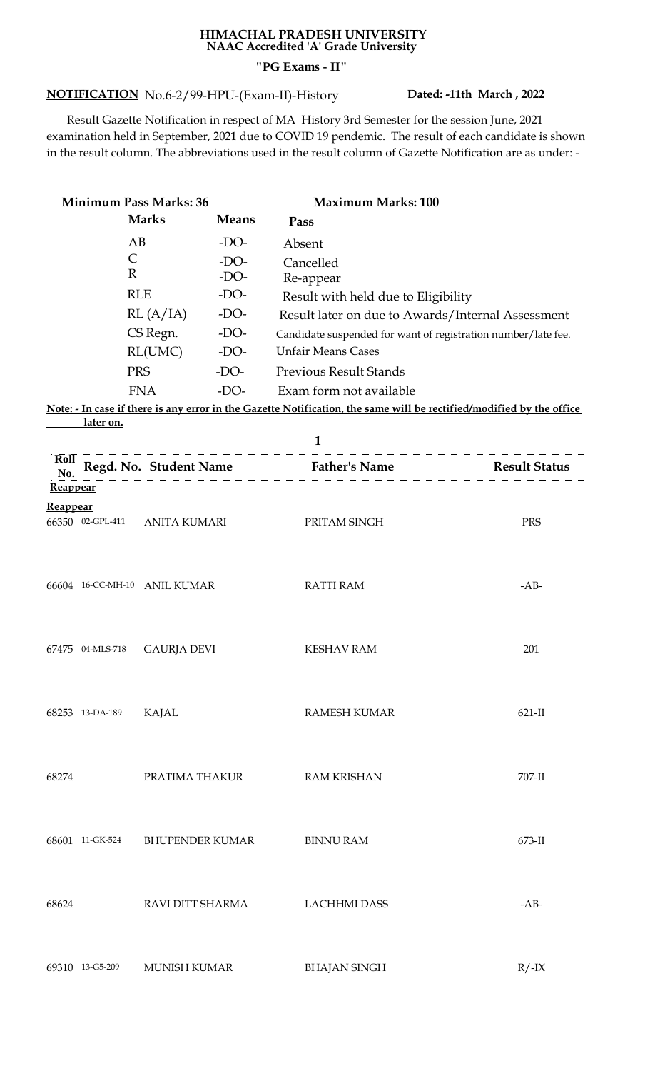# HIMACHAL PRADESH UNIVERSITY
**NAAC Accredited 'A' Grade University**

**"PG Exams - II"**

**NOTIFICATION** No.6-2/99-HPU-(Exam-II)-History **Dated: -11th March , 2022**

Result Gazette Notification in respect of MA History 3rd Semester for the session June, 2021 examination held in September, 2021 due to COVID 19 pendemic. The result of each candidate is shown in the result column. The abbreviations used in the result column of Gazette Notification are as under: -

**Minimum Pass Marks: 36** **Maximum Marks: 100**

| Marks | Means | Pass |
|---|---|---|
| AB | -DO- | Absent |
| C | -DO- | Cancelled |
| R | -DO- | Re-appear |
| RLE | -DO- | Result with held due to Eligibility |
| RL (A/IA) | -DO- | Result later on due to Awards/Internal Assessment |
| CS Regn. | -DO- | Candidate suspended for want of registration number/late fee. |
| RL(UMC) | -DO- | Unfair Means Cases |
| PRS | -DO- | Previous Result Stands |
| FNA | -DO- | Exam form not available |

**Note: - In case if there is any error in the Gazette Notification, the same will be rectified/modified by the office later on.**

**Reappear**

| Roll No. | Regd. No. | Student Name | Father's Name | Result Status |
|---|---|---|---|---|
| 66350 | 02-GPL-411 | ANITA KUMARI | PRITAM SINGH | PRS |
| 66604 | 16-CC-MH-10 | ANIL KUMAR | RATTI RAM | -AB- |
| 67475 | 04-MLS-718 | GAURJA DEVI | KESHAV RAM | 201 |
| 68253 | 13-DA-189 | KAJAL | RAMESH KUMAR | 621-II |
| 68274 | | PRATIMA THAKUR | RAM KRISHAN | 707-II |
| 68601 | 11-GK-524 | BHUPENDER KUMAR | BINNU RAM | 673-II |
| 68624 | | RAVI DITT SHARMA | LACHHMI DASS | -AB- |
| 69310 | 13-G5-209 | MUNISH KUMAR | BHAJAN SINGH | R/-IX |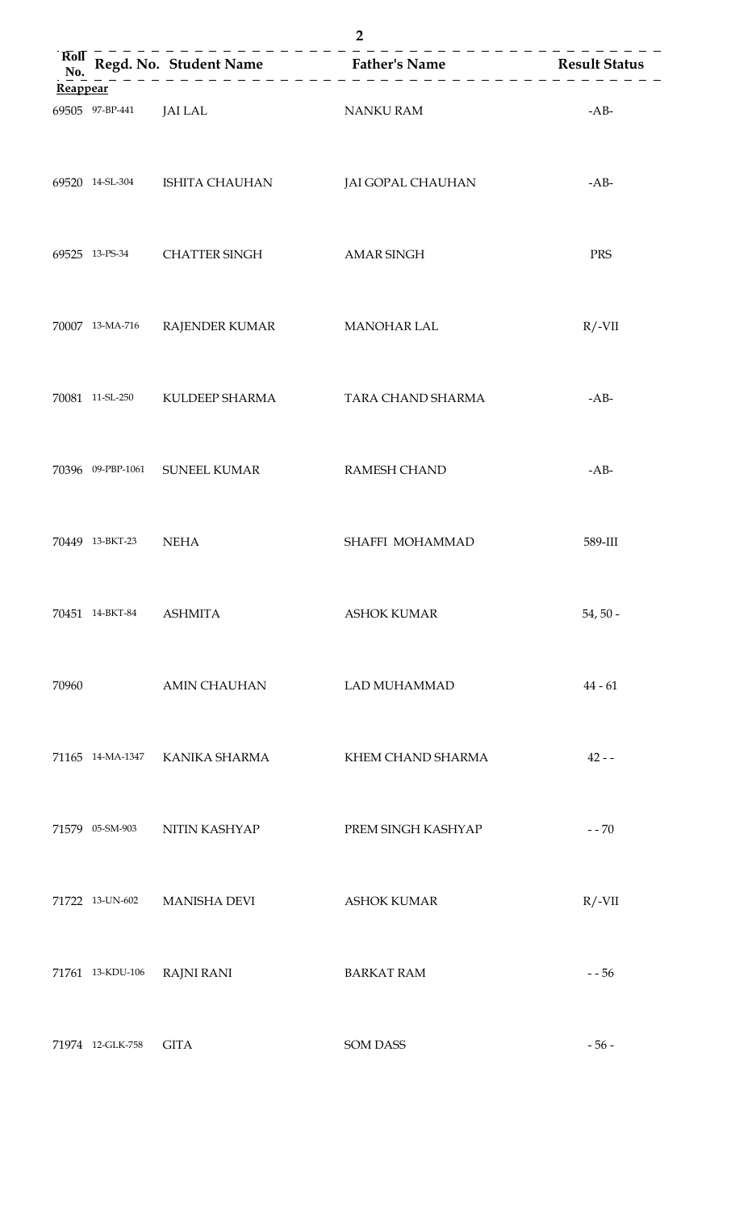| Roll No. | Regd. No. | Student Name | Father's Name | Result Status |
|---|---|---|---|---|
| **Reappear** | | | | |
| 69505 | 97-BP-441 | JAI LAL | NANKU RAM | -AB- |
| 69520 | 14-SL-304 | ISHITA CHAUHAN | JAI GOPAL CHAUHAN | -AB- |
| 69525 | 13-PS-34 | CHATTER SINGH | AMAR SINGH | PRS |
| 70007 | 13-MA-716 | RAJENDER KUMAR | MANOHAR LAL | R/-VII |
| 70081 | 11-SL-250 | KULDEEP SHARMA | TARA CHAND SHARMA | -AB- |
| 70396 | 09-PBP-1061 | SUNEEL KUMAR | RAMESH CHAND | -AB- |
| 70449 | 13-BKT-23 | NEHA | SHAFFI MOHAMMAD | 589-III |
| 70451 | 14-BKT-84 | ASHMITA | ASHOK KUMAR | 54, 50 - |
| 70960 | | AMIN CHAUHAN | LAD MUHAMMAD | 44 - 61 |
| 71165 | 14-MA-1347 | KANIKA SHARMA | KHEM CHAND SHARMA | 42 - - |
| 71579 | 05-SM-903 | NITIN KASHYAP | PREM SINGH KASHYAP | - - 70 |
| 71722 | 13-UN-602 | MANISHA DEVI | ASHOK KUMAR | R/-VII |
| 71761 | 13-KDU-106 | RAJNI RANI | BARKAT RAM | - - 56 |
| 71974 | 12-GLK-758 | GITA | SOM DASS | - 56 - |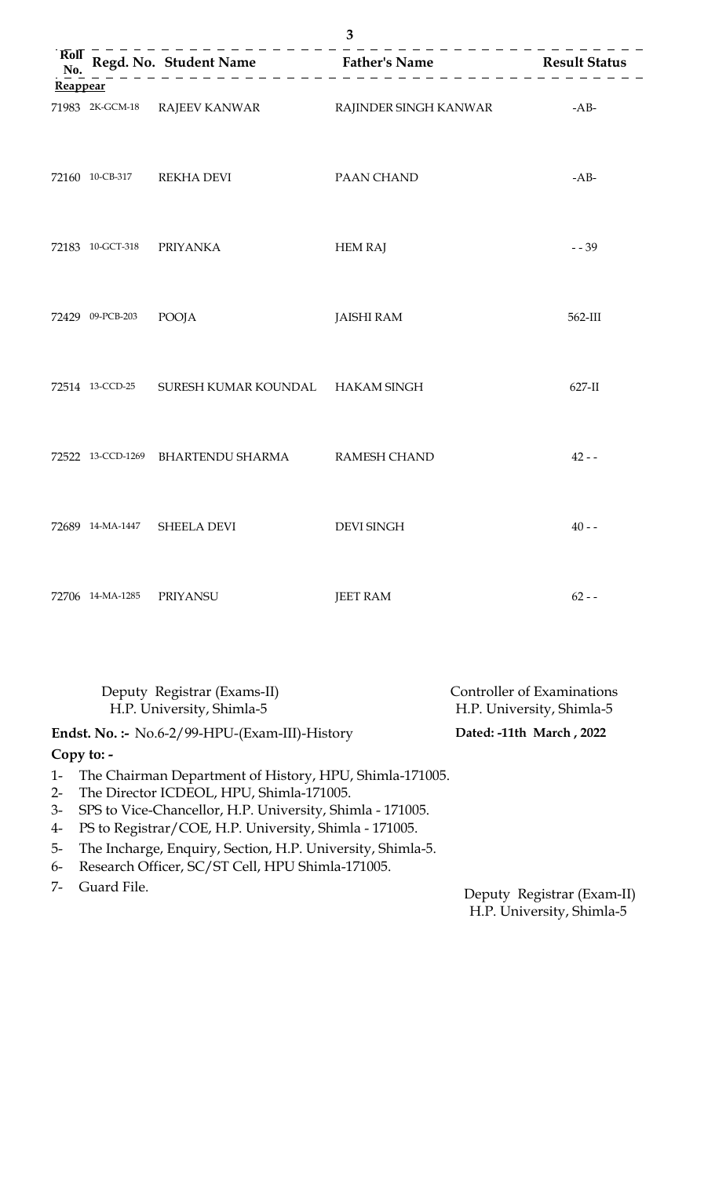| Roll No. | Regd. No. | Student Name | Father's Name | Result Status |
|---|---|---|---|---|
| **Reappear** | | | | |
| 71983 | 2K-GCM-18 | RAJEEV KANWAR | RAJINDER SINGH KANWAR | -AB- |
| 72160 | 10-CB-317 | REKHA DEVI | PAAN CHAND | -AB- |
| 72183 | 10-GCT-318 | PRIYANKA | HEM RAJ | - - 39 |
| 72429 | 09-PCB-203 | POOJA | JAISHI RAM | 562-III |
| 72514 | 13-CCD-25 | SURESH KUMAR KOUNDAL | HAKAM SINGH | 627-II |
| 72522 | 13-CCD-1269 | BHARTENDU SHARMA | RAMESH CHAND | 42 - - |
| 72689 | 14-MA-1447 | SHEELA DEVI | DEVI SINGH | 40 - - |
| 72706 | 14-MA-1285 | PRIYANSU | JEET RAM | 62 - - |

Deputy Registrar (Exams-II)
H.P. University, Shimla-5

Controller of Examinations
H.P. University, Shimla-5

**Endst. No. :-** No.6-2/99-HPU-(Exam-III)-History **Dated: -11th March , 2022**

**Copy to: -**

1- The Chairman Department of History, HPU, Shimla-171005.
2- The Director ICDEOL, HPU, Shimla-171005.
3- SPS to Vice-Chancellor, H.P. University, Shimla - 171005.
4- PS to Registrar/COE, H.P. University, Shimla - 171005.
5- The Incharge, Enquiry, Section, H.P. University, Shimla-5.
6- Research Officer, SC/ST Cell, HPU Shimla-171005.
7- Guard File.

Deputy Registrar (Exam-II)
H.P. University, Shimla-5